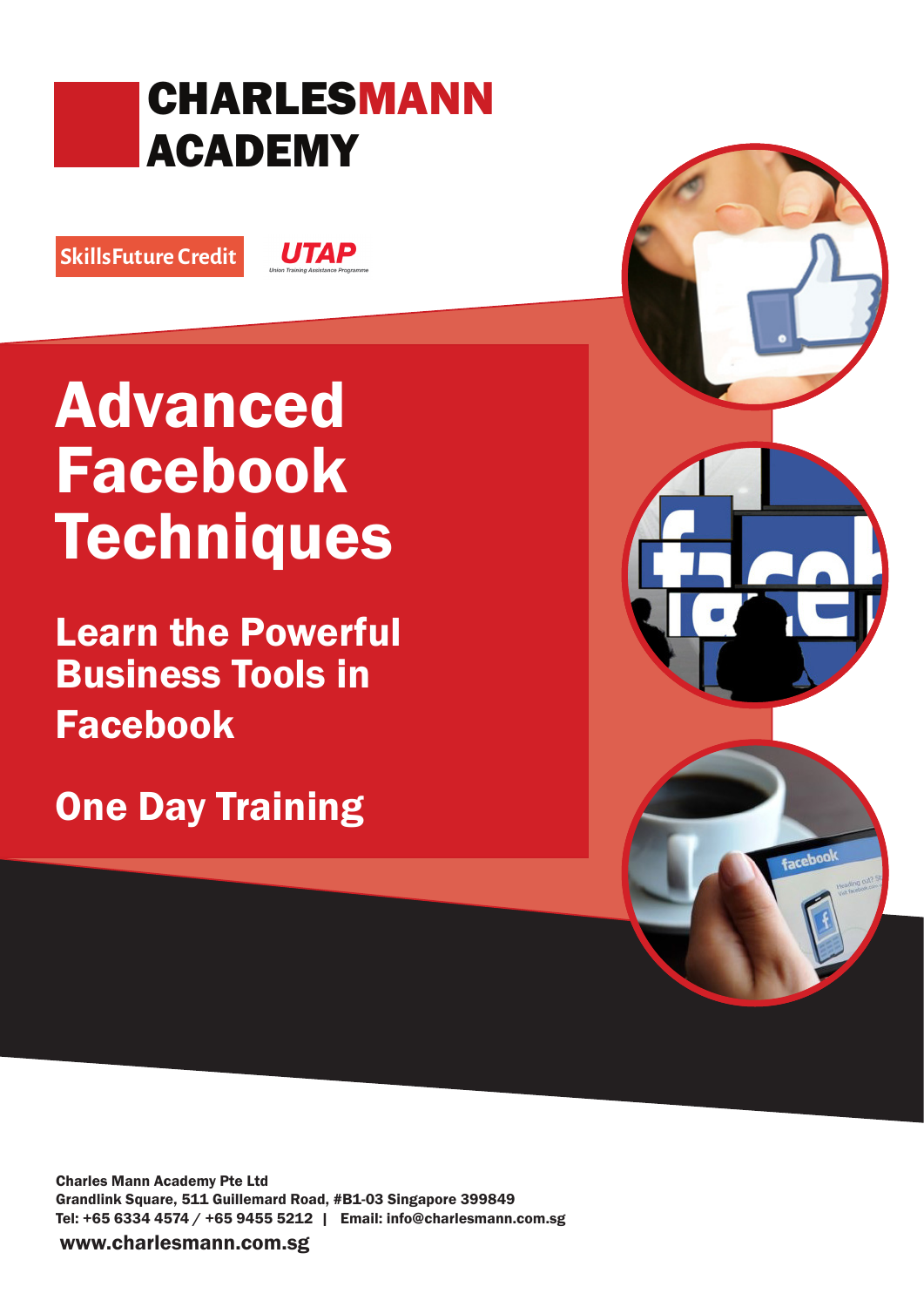**CHARLESMANN ACADEMY**

SkillsFuture Credit

UTAP
Union Training Assistance Programme

# Advanced Facebook Techniques

## Learn the Powerful Business Tools in Facebook

## One Day Training

**Charles Mann Academy Pte Ltd**
**Grandlink Square, 511 Guillemard Road, #B1-03 Singapore 399849**
**Tel: +65 6334 4574 / +65 9455 5212 | Email: info@charlesmann.com.sg**

**www.charlesmann.com.sg**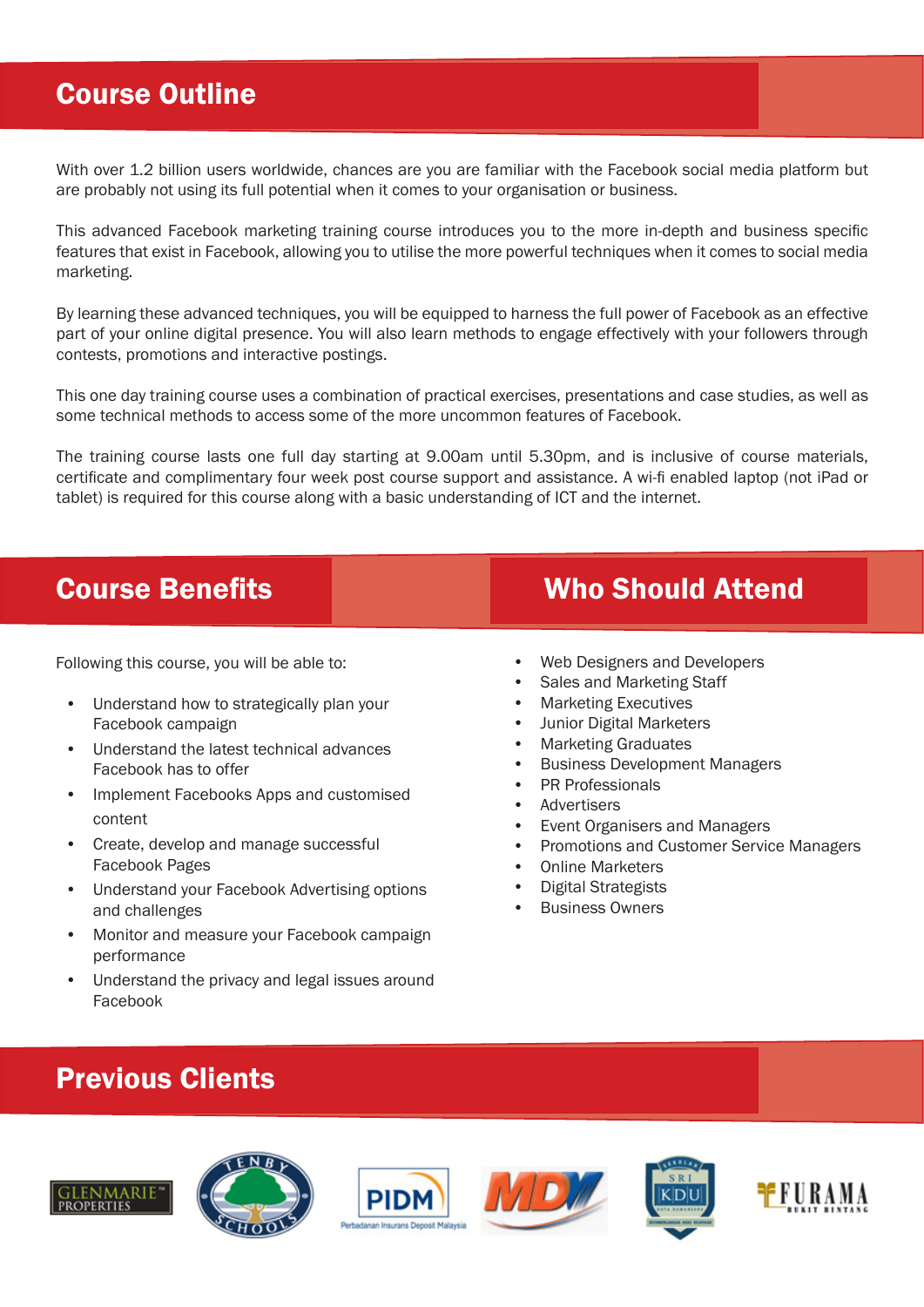## Course Outline

With over 1.2 billion users worldwide, chances are you are familiar with the Facebook social media platform but are probably not using its full potential when it comes to your organisation or business.

This advanced Facebook marketing training course introduces you to the more in-depth and business specific features that exist in Facebook, allowing you to utilise the more powerful techniques when it comes to social media marketing.

By learning these advanced techniques, you will be equipped to harness the full power of Facebook as an effective part of your online digital presence. You will also learn methods to engage effectively with your followers through contests, promotions and interactive postings.

This one day training course uses a combination of practical exercises, presentations and case studies, as well as some technical methods to access some of the more uncommon features of Facebook.

The training course lasts one full day starting at 9.00am until 5.30pm, and is inclusive of course materials, certificate and complimentary four week post course support and assistance. A wi-fi enabled laptop (not iPad or tablet) is required for this course along with a basic understanding of ICT and the internet.

## Course Benefits

Following this course, you will be able to:

- Understand how to strategically plan your Facebook campaign
- Understand the latest technical advances Facebook has to offer
- Implement Facebooks Apps and customised content
- Create, develop and manage successful Facebook Pages
- Understand your Facebook Advertising options and challenges
- Monitor and measure your Facebook campaign performance
- Understand the privacy and legal issues around Facebook

## Who Should Attend

- Web Designers and Developers
- Sales and Marketing Staff
- Marketing Executives
- Junior Digital Marketers
- Marketing Graduates
- Business Development Managers
- PR Professionals
- Advertisers
- Event Organisers and Managers
- Promotions and Customer Service Managers
- Online Marketers
- Digital Strategists
- Business Owners

## Previous Clients

GLENMARIE PROPERTIES · TENBY SCHOOLS · PIDM Perbadanan Insurans Deposit Malaysia · MDV · SRI KDU · FURAMA BUKIT BINTANG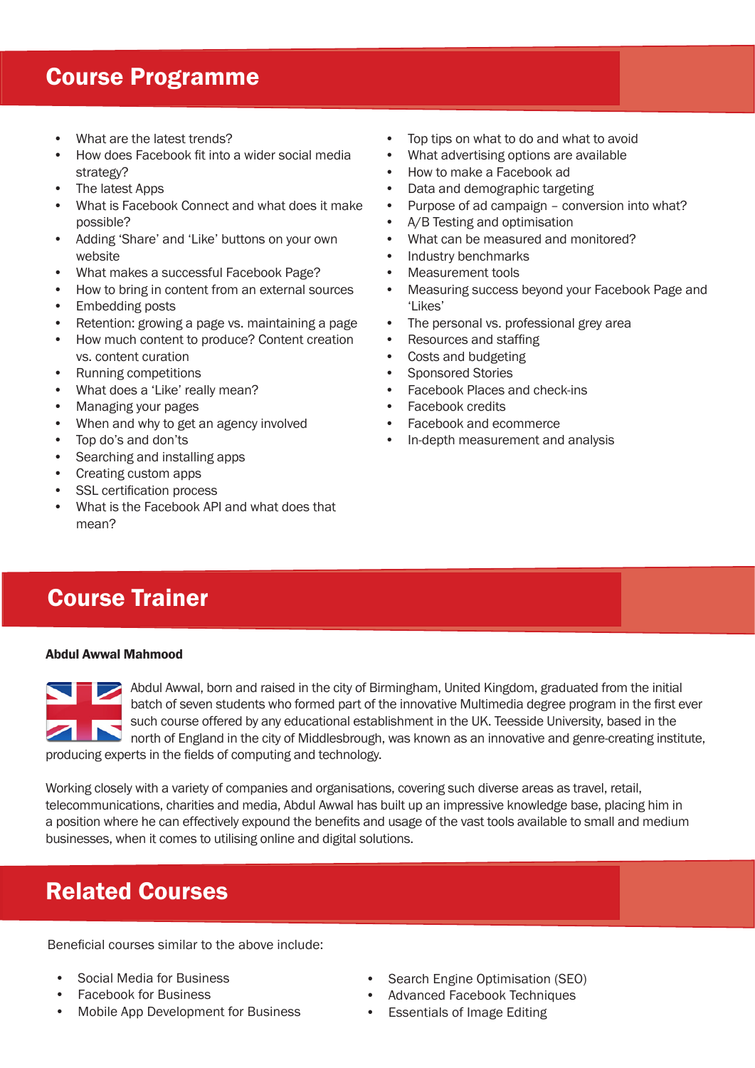## Course Programme

- What are the latest trends?
- How does Facebook fit into a wider social media strategy?
- The latest Apps
- What is Facebook Connect and what does it make possible?
- Adding 'Share' and 'Like' buttons on your own website
- What makes a successful Facebook Page?
- How to bring in content from an external sources
- Embedding posts
- Retention: growing a page vs. maintaining a page
- How much content to produce? Content creation vs. content curation
- Running competitions
- What does a 'Like' really mean?
- Managing your pages
- When and why to get an agency involved
- Top do's and don'ts
- Searching and installing apps
- Creating custom apps
- SSL certification process
- What is the Facebook API and what does that mean?
- Top tips on what to do and what to avoid
- What advertising options are available
- How to make a Facebook ad
- Data and demographic targeting
- Purpose of ad campaign – conversion into what?
- A/B Testing and optimisation
- What can be measured and monitored?
- Industry benchmarks
- Measurement tools
- Measuring success beyond your Facebook Page and 'Likes'
- The personal vs. professional grey area
- Resources and staffing
- Costs and budgeting
- Sponsored Stories
- Facebook Places and check-ins
- Facebook credits
- Facebook and ecommerce
- In-depth measurement and analysis

## Course Trainer

**Abdul Awwal Mahmood**

Abdul Awwal, born and raised in the city of Birmingham, United Kingdom, graduated from the initial batch of seven students who formed part of the innovative Multimedia degree program in the first ever such course offered by any educational establishment in the UK. Teesside University, based in the north of England in the city of Middlesbrough, was known as an innovative and genre-creating institute, producing experts in the fields of computing and technology.

Working closely with a variety of companies and organisations, covering such diverse areas as travel, retail, telecommunications, charities and media, Abdul Awwal has built up an impressive knowledge base, placing him in a position where he can effectively expound the benefits and usage of the vast tools available to small and medium businesses, when it comes to utilising online and digital solutions.

## Related Courses

Beneficial courses similar to the above include:

- Social Media for Business
- Facebook for Business
- Mobile App Development for Business
- Search Engine Optimisation (SEO)
- Advanced Facebook Techniques
- Essentials of Image Editing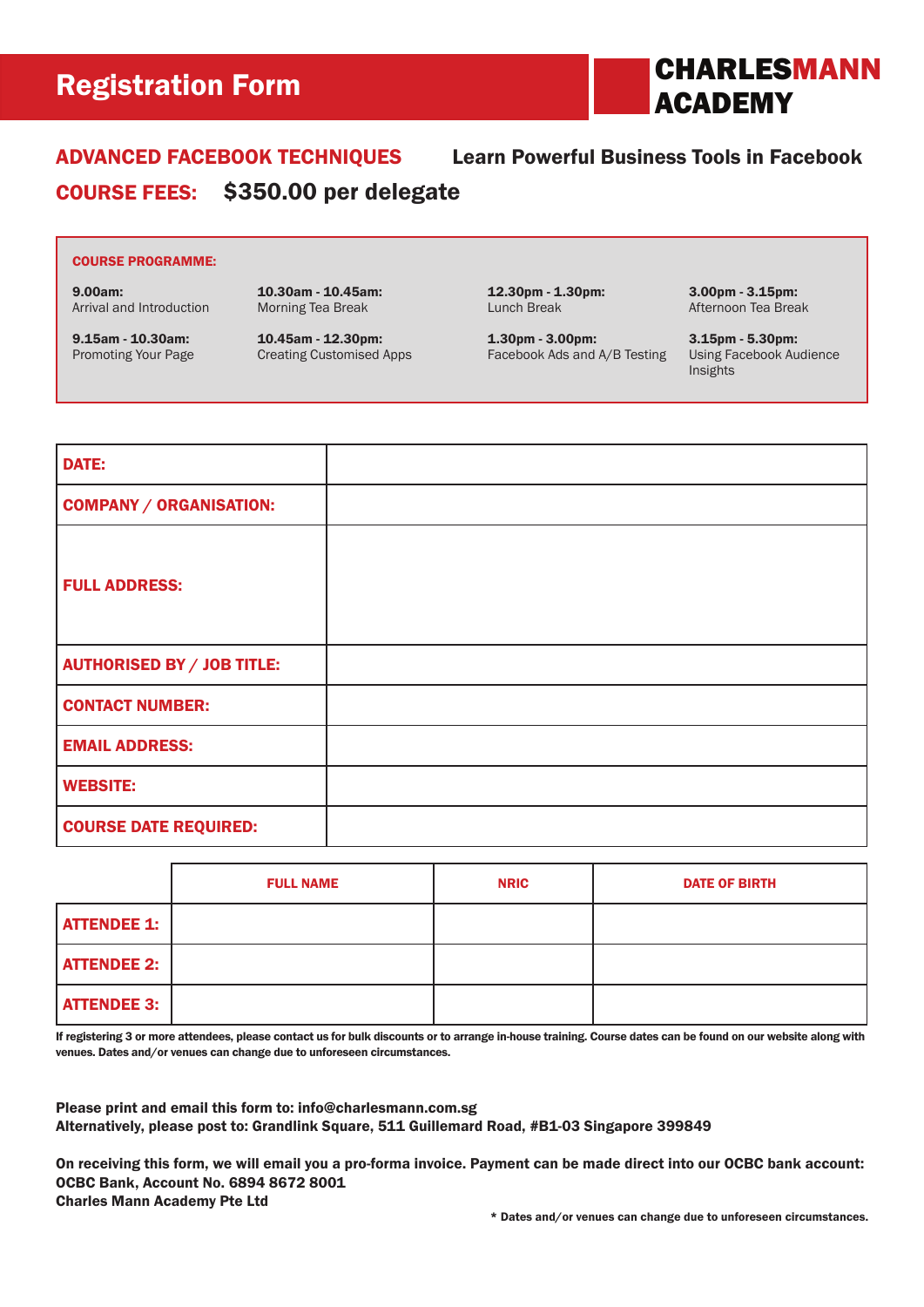# Registration Form

**CHARLESMANN ACADEMY**

## ADVANCED FACEBOOK TECHNIQUES

**Learn Powerful Business Tools in Facebook**

## COURSE FEES: $350.00 per delegate

**COURSE PROGRAMME:**

**9.00am:**
Arrival and Introduction

**9.15am - 10.30am:**
Promoting Your Page

**10.30am - 10.45am:**
Morning Tea Break

**10.45am - 12.30pm:**
Creating Customised Apps

**12.30pm - 1.30pm:**
Lunch Break

**1.30pm - 3.00pm:**
Facebook Ads and A/B Testing

**3.00pm - 3.15pm:**
Afternoon Tea Break

**3.15pm - 5.30pm:**
Using Facebook Audience Insights

| | |
|---|---|
| **DATE:** | |
| **COMPANY / ORGANISATION:** | |
| **FULL ADDRESS:** | |
| **AUTHORISED BY / JOB TITLE:** | |
| **CONTACT NUMBER:** | |
| **EMAIL ADDRESS:** | |
| **WEBSITE:** | |
| **COURSE DATE REQUIRED:** | |

| | FULL NAME | NRIC | DATE OF BIRTH |
|---|---|---|---|
| **ATTENDEE 1:** | | | |
| **ATTENDEE 2:** | | | |
| **ATTENDEE 3:** | | | |

**If registering 3 or more attendees, please contact us for bulk discounts or to arrange in-house training. Course dates can be found on our website along with venues. Dates and/or venues can change due to unforeseen circumstances.**

**Please print and email this form to: info@charlesmann.com.sg**
**Alternatively, please post to: Grandlink Square, 511 Guillemard Road, #B1-03 Singapore 399849**

**On receiving this form, we will email you a pro-forma invoice. Payment can be made direct into our OCBC bank account:**
**OCBC Bank, Account No. 6894 8672 8001**
**Charles Mann Academy Pte Ltd**

**\* Dates and/or venues can change due to unforeseen circumstances.**